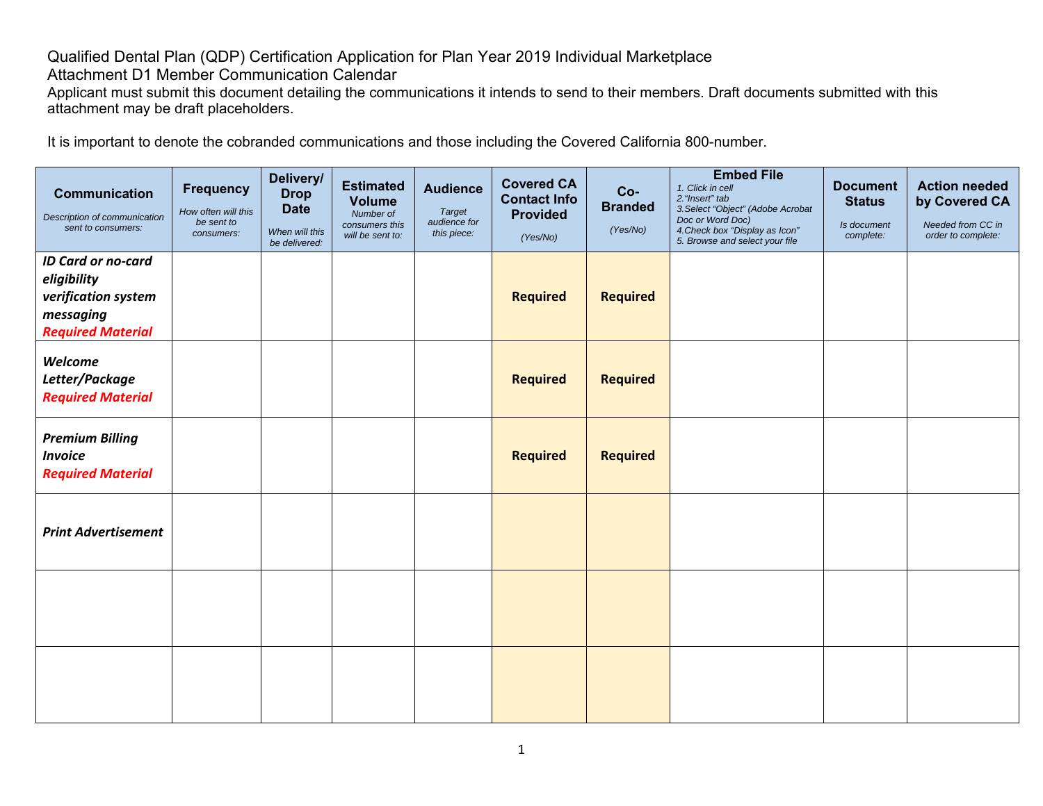Qualified Dental Plan (QDP) Certification Application for Plan Year 2019 Individual Marketplace

Attachment D1 Member Communication Calendar

Applicant must submit this document detailing the communications it intends to send to their members. Draft documents submitted with this attachment may be draft placeholders.

It is important to denote the cobranded communications and those including the Covered California 800-number.

| **Communication** *Description of communication sent to consumers:* | **Frequency** *How often will this be sent to consumers:* | **Delivery/ Drop Date** *When will this be delivered:* | **Estimated Volume** *Number of consumers this will be sent to:* | **Audience** *Target audience for this piece:* | **Covered CA Contact Info Provided** *(Yes/No)* | **Co-Branded** *(Yes/No)* | **Embed File** *1. Click in cell 2."Insert" tab 3.Select "Object" (Adobe Acrobat Doc or Word Doc) 4.Check box "Display as Icon" 5. Browse and select your file* | **Document Status** *Is document complete:* | **Action needed by Covered CA** *Needed from CC in order to complete:* |
|---|---|---|---|---|---|---|---|---|---|
| ***ID Card or no-card eligibility verification system messaging*** ***Required Material*** | | | | | **Required** | **Required** | | | |
| ***Welcome Letter/Package*** ***Required Material*** | | | | | **Required** | **Required** | | | |
| ***Premium Billing Invoice*** ***Required Material*** | | | | | **Required** | **Required** | | | |
| ***Print Advertisement*** | | | | | | | | | |
| | | | | | | | | | |
| | | | | | | | | | |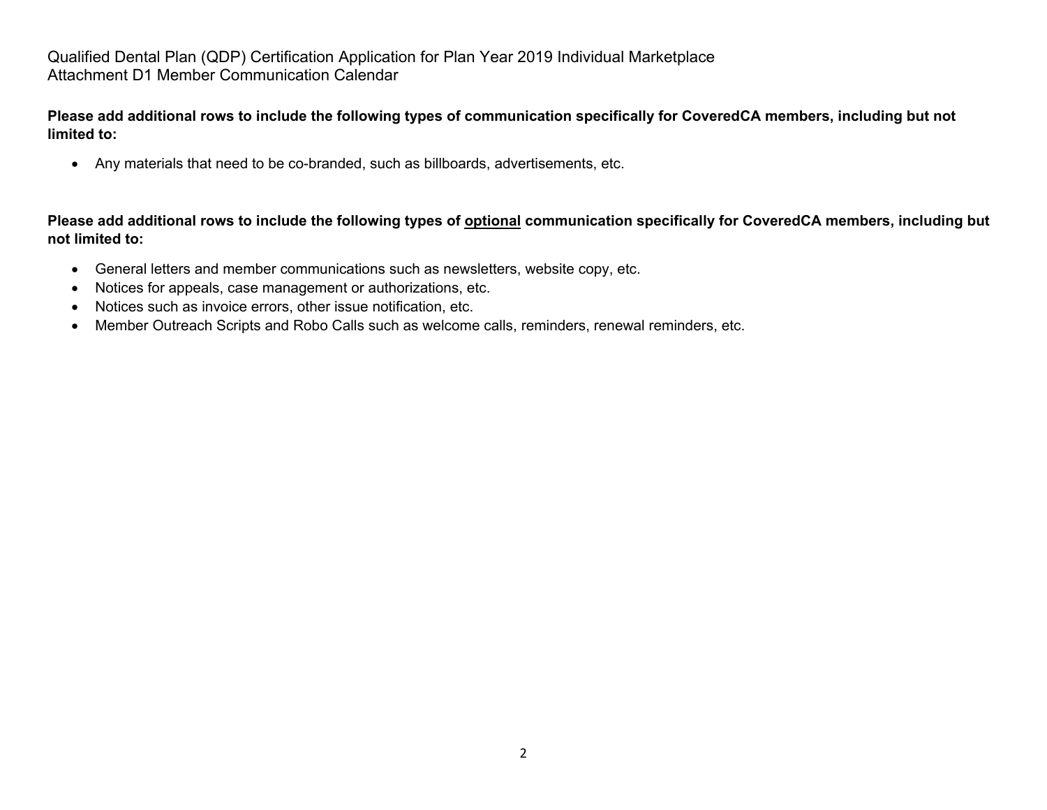Qualified Dental Plan (QDP) Certification Application for Plan Year 2019 Individual Marketplace
Attachment D1 Member Communication Calendar

**Please add additional rows to include the following types of communication specifically for CoveredCA members, including but not limited to:**

- Any materials that need to be co-branded, such as billboards, advertisements, etc.

**Please add additional rows to include the following types of <u>optional</u> communication specifically for CoveredCA members, including but not limited to:**

- General letters and member communications such as newsletters, website copy, etc.
- Notices for appeals, case management or authorizations, etc.
- Notices such as invoice errors, other issue notification, etc.
- Member Outreach Scripts and Robo Calls such as welcome calls, reminders, renewal reminders, etc.